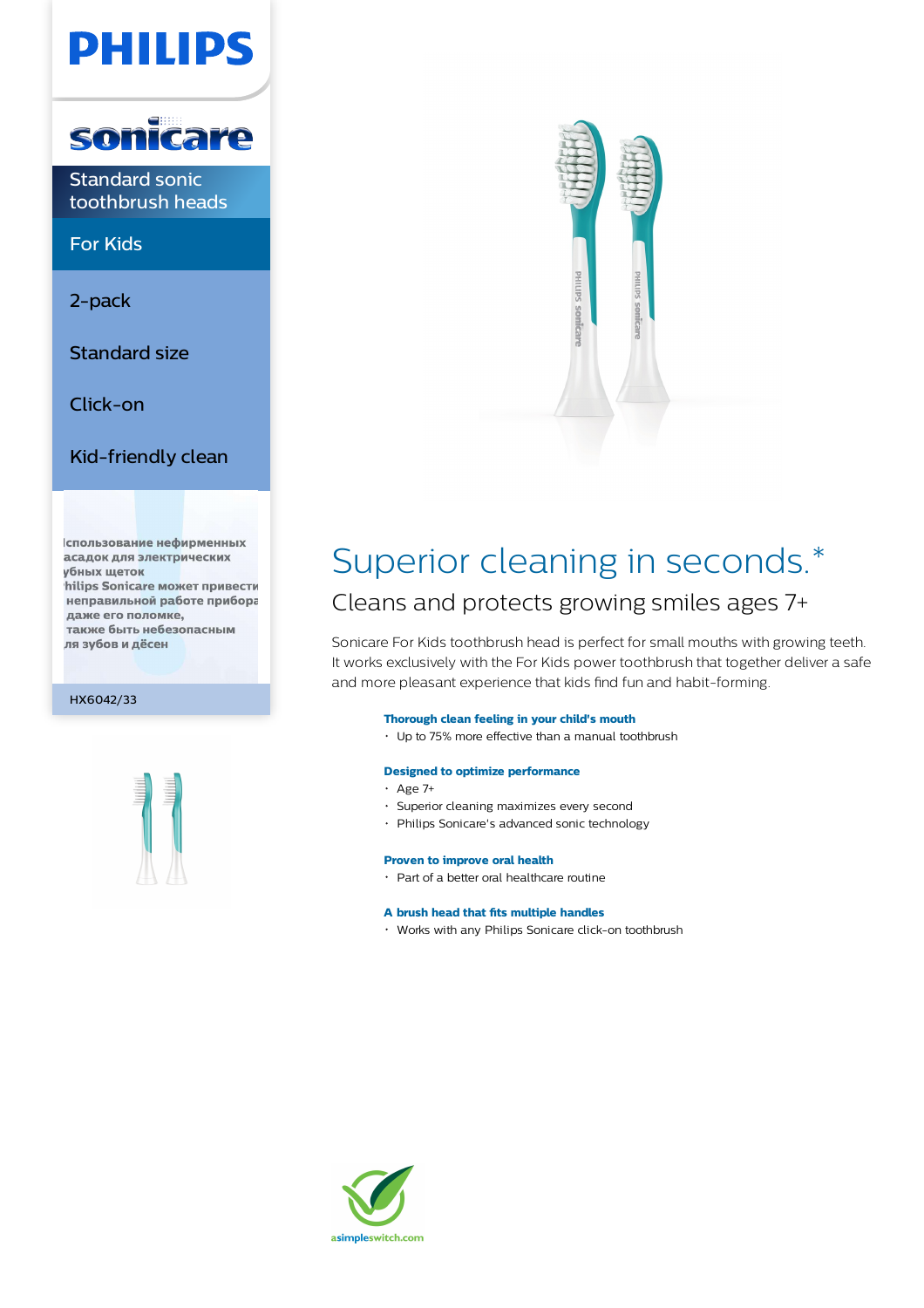PHILIPS

sonicare

Standard sonic toothbrush heads

For Kids

2-pack

Standard size

Click-on

Kid-friendly clean

Iспользование нефирменных
асадок для электрических
убных щеток
hilips Sonicare может привести
неправильной работе прибора
даже его поломке,
также быть небезопасным
ля зубов и дёсен

HX6042/33

# Superior cleaning in seconds.*

## Cleans and protects growing smiles ages 7+

Sonicare For Kids toothbrush head is perfect for small mouths with growing teeth. It works exclusively with the For Kids power toothbrush that together deliver a safe and more pleasant experience that kids find fun and habit-forming.

**Thorough clean feeling in your child's mouth**
- Up to 75% more effective than a manual toothbrush

**Designed to optimize performance**
- Age 7+
- Superior cleaning maximizes every second
- Philips Sonicare's advanced sonic technology

**Proven to improve oral health**
- Part of a better oral healthcare routine

**A brush head that fits multiple handles**
- Works with any Philips Sonicare click-on toothbrush

asimpleswitch.com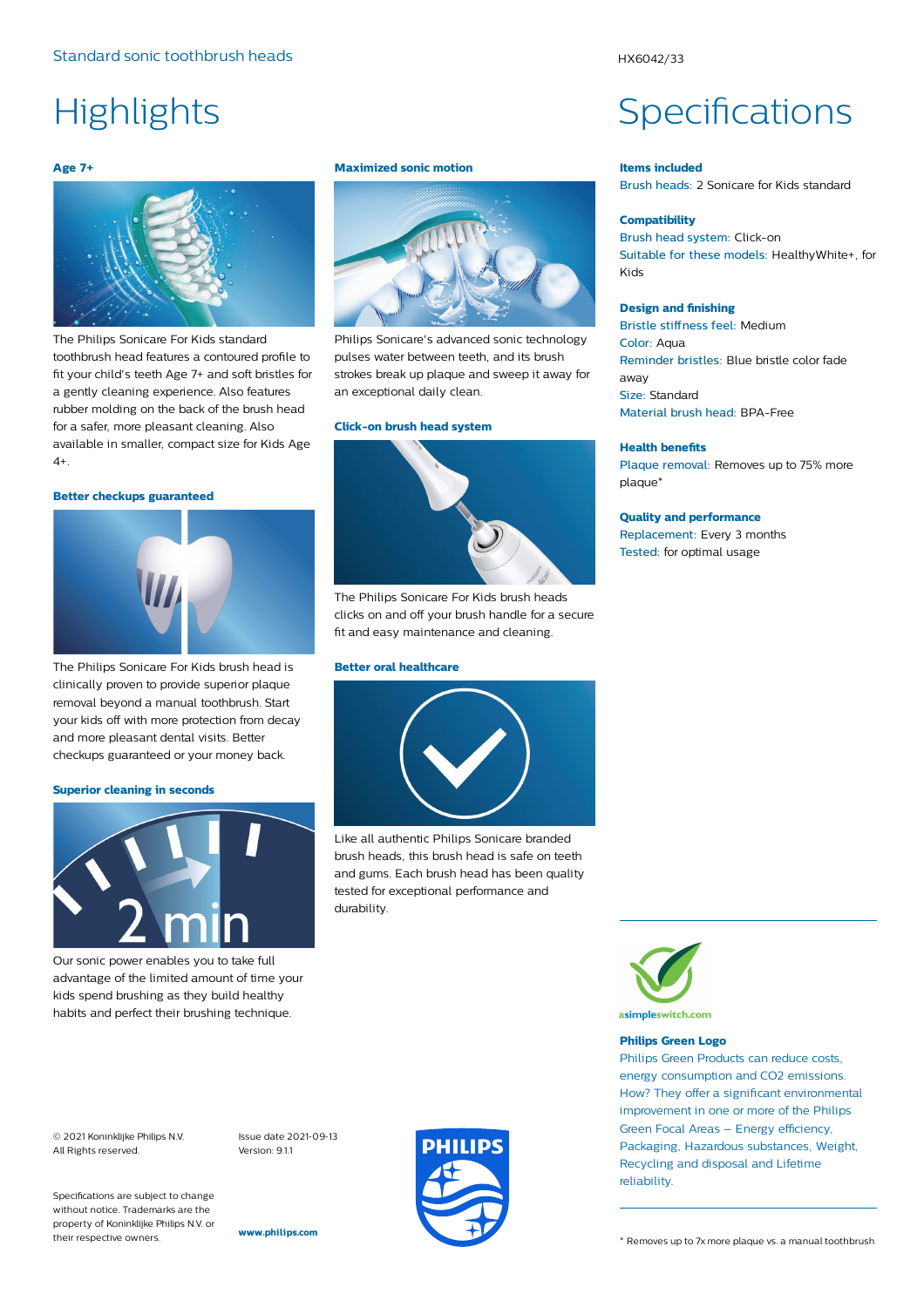Standard sonic toothbrush heads

HX6042/33

# Highlights

### Age 7+

The Philips Sonicare For Kids standard toothbrush head features a contoured profile to fit your child's teeth Age 7+ and soft bristles for a gently cleaning experience. Also features rubber molding on the back of the brush head for a safer, more pleasant cleaning. Also available in smaller, compact size for Kids Age 4+.

### Better checkups guaranteed

The Philips Sonicare For Kids brush head is clinically proven to provide superior plaque removal beyond a manual toothbrush. Start your kids off with more protection from decay and more pleasant dental visits. Better checkups guaranteed or your money back.

### Superior cleaning in seconds

2 min

Our sonic power enables you to take full advantage of the limited amount of time your kids spend brushing as they build healthy habits and perfect their brushing technique.

### Maximized sonic motion

Philips Sonicare's advanced sonic technology pulses water between teeth, and its brush strokes break up plaque and sweep it away for an exceptional daily clean.

### Click-on brush head system

The Philips Sonicare For Kids brush heads clicks on and off your brush handle for a secure fit and easy maintenance and cleaning.

### Better oral healthcare

Like all authentic Philips Sonicare branded brush heads, this brush head is safe on teeth and gums. Each brush head has been quality tested for exceptional performance and durability.

# Specifications

### Items included

- Brush heads: 2 Sonicare for Kids standard

### Compatibility

- Brush head system: Click-on
- Suitable for these models: HealthyWhite+, for Kids

### Design and finishing

- Bristle stiffness feel: Medium
- Color: Aqua
- Reminder bristles: Blue bristle color fade away
- Size: Standard
- Material brush head: BPA-Free

### Health benefits

- Plaque removal: Removes up to 75% more plaque*

### Quality and performance

- Replacement: Every 3 months
- Tested: for optimal usage

asimpleswitch.com

### Philips Green Logo

Philips Green Products can reduce costs, energy consumption and CO2 emissions. How? They offer a significant environmental improvement in one or more of the Philips Green Focal Areas – Energy efficiency, Packaging, Hazardous substances, Weight, Recycling and disposal and Lifetime reliability.

* Removes up to 7x more plaque vs. a manual toothbrush

© 2021 Koninklijke Philips N.V.
All Rights reserved.

Specifications are subject to change without notice. Trademarks are the property of Koninklijke Philips N.V. or their respective owners.

Issue date 2021-09-13
Version: 9.1.1

www.philips.com

PHILIPS